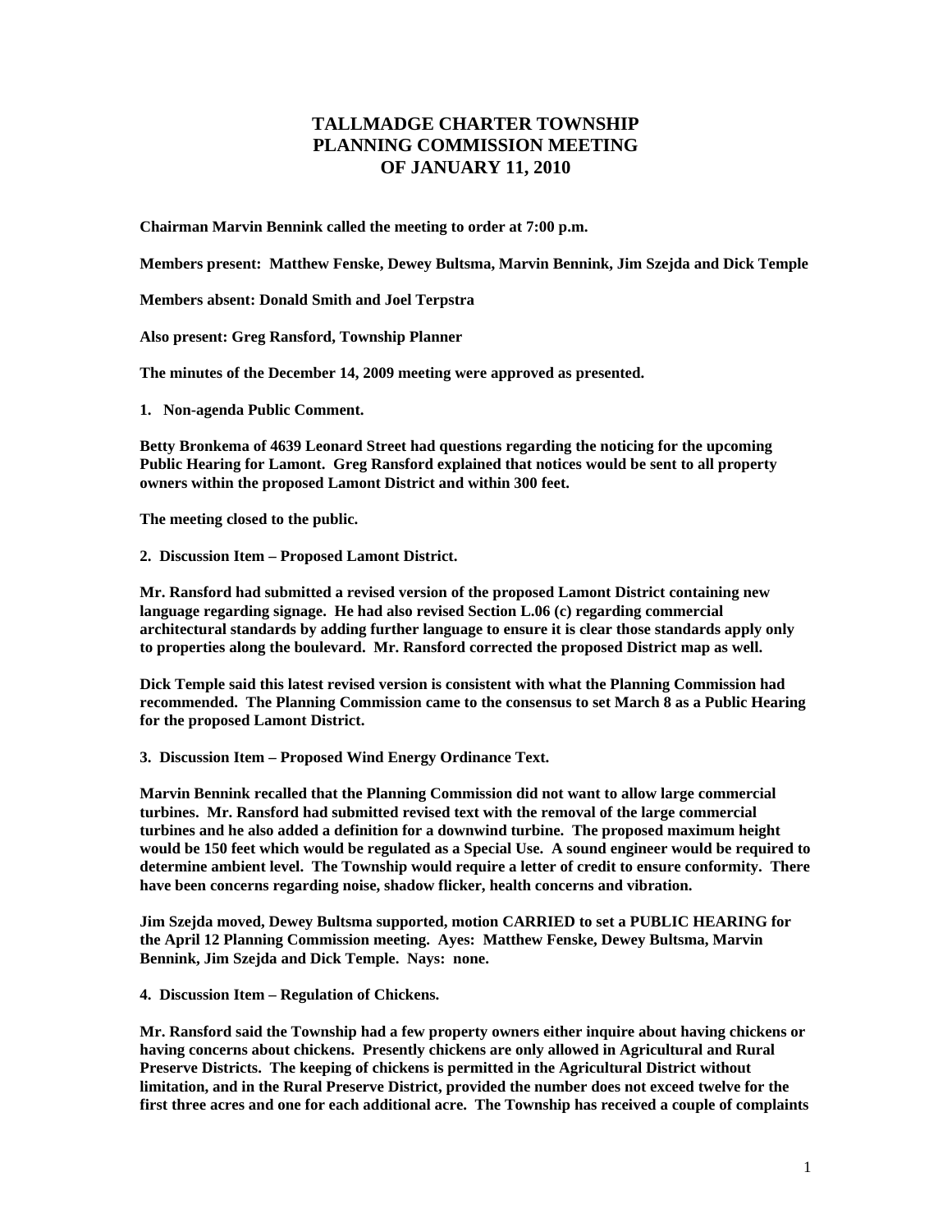# TALLMADGE CHARTER TOWNSHIP
# PLANNING COMMISSION MEETING
# OF JANUARY 11, 2010

**Chairman Marvin Bennink called the meeting to order at 7:00 p.m.**

**Members present: Matthew Fenske, Dewey Bultsma, Marvin Bennink, Jim Szejda and Dick Temple**

**Members absent: Donald Smith and Joel Terpstra**

**Also present: Greg Ransford, Township Planner**

**The minutes of the December 14, 2009 meeting were approved as presented.**

**1. Non-agenda Public Comment.**

**Betty Bronkema of 4639 Leonard Street had questions regarding the noticing for the upcoming Public Hearing for Lamont. Greg Ransford explained that notices would be sent to all property owners within the proposed Lamont District and within 300 feet.**

**The meeting closed to the public.**

**2. Discussion Item – Proposed Lamont District.**

**Mr. Ransford had submitted a revised version of the proposed Lamont District containing new language regarding signage. He had also revised Section L.06 (c) regarding commercial architectural standards by adding further language to ensure it is clear those standards apply only to properties along the boulevard. Mr. Ransford corrected the proposed District map as well.**

**Dick Temple said this latest revised version is consistent with what the Planning Commission had recommended. The Planning Commission came to the consensus to set March 8 as a Public Hearing for the proposed Lamont District.**

**3. Discussion Item – Proposed Wind Energy Ordinance Text.**

**Marvin Bennink recalled that the Planning Commission did not want to allow large commercial turbines. Mr. Ransford had submitted revised text with the removal of the large commercial turbines and he also added a definition for a downwind turbine. The proposed maximum height would be 150 feet which would be regulated as a Special Use. A sound engineer would be required to determine ambient level. The Township would require a letter of credit to ensure conformity. There have been concerns regarding noise, shadow flicker, health concerns and vibration.**

**Jim Szejda moved, Dewey Bultsma supported, motion CARRIED to set a PUBLIC HEARING for the April 12 Planning Commission meeting. Ayes: Matthew Fenske, Dewey Bultsma, Marvin Bennink, Jim Szejda and Dick Temple. Nays: none.**

**4. Discussion Item – Regulation of Chickens.**

**Mr. Ransford said the Township had a few property owners either inquire about having chickens or having concerns about chickens. Presently chickens are only allowed in Agricultural and Rural Preserve Districts. The keeping of chickens is permitted in the Agricultural District without limitation, and in the Rural Preserve District, provided the number does not exceed twelve for the first three acres and one for each additional acre. The Township has received a couple of complaints**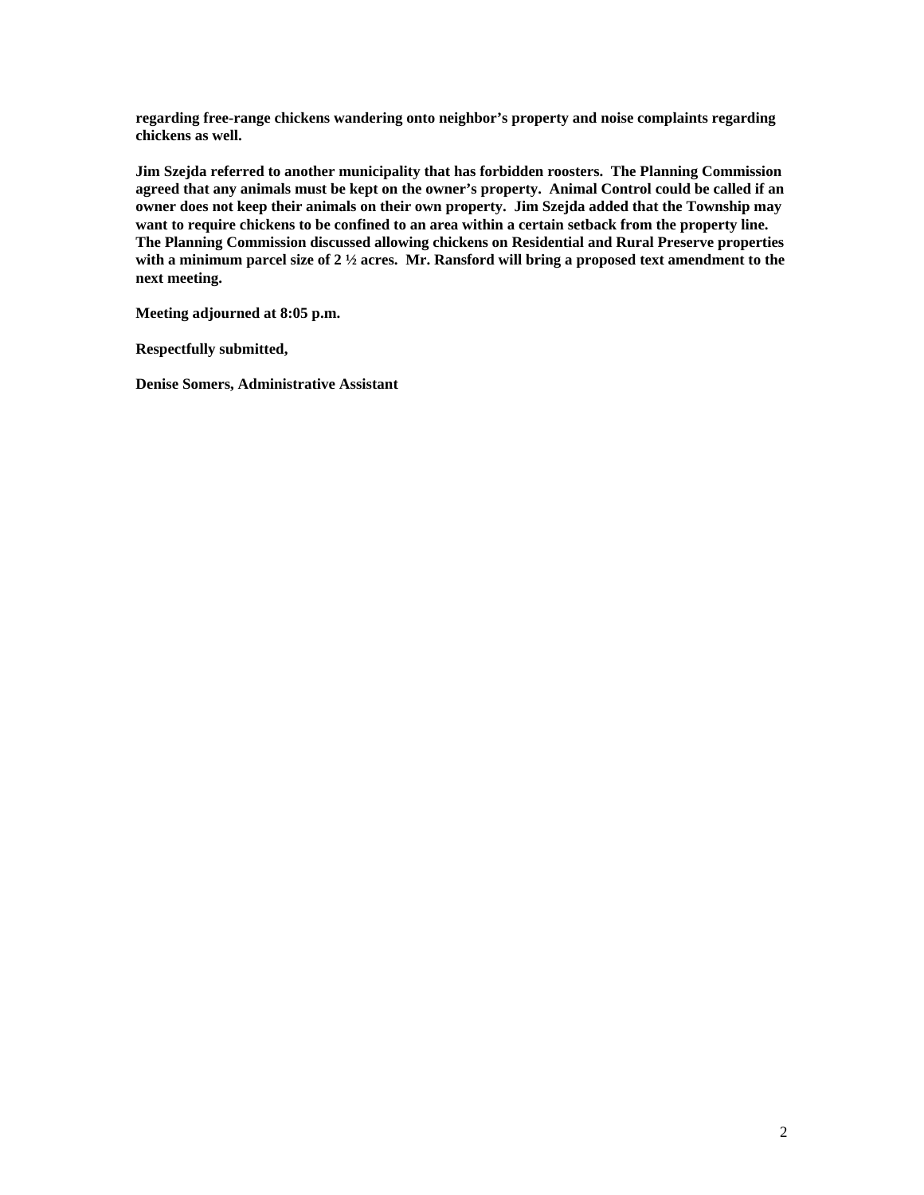**regarding free-range chickens wandering onto neighbor's property and noise complaints regarding chickens as well.**

**Jim Szejda referred to another municipality that has forbidden roosters. The Planning Commission agreed that any animals must be kept on the owner's property. Animal Control could be called if an owner does not keep their animals on their own property. Jim Szejda added that the Township may want to require chickens to be confined to an area within a certain setback from the property line. The Planning Commission discussed allowing chickens on Residential and Rural Preserve properties with a minimum parcel size of 2 ½ acres. Mr. Ransford will bring a proposed text amendment to the next meeting.**

**Meeting adjourned at 8:05 p.m.**

**Respectfully submitted,**

**Denise Somers, Administrative Assistant**